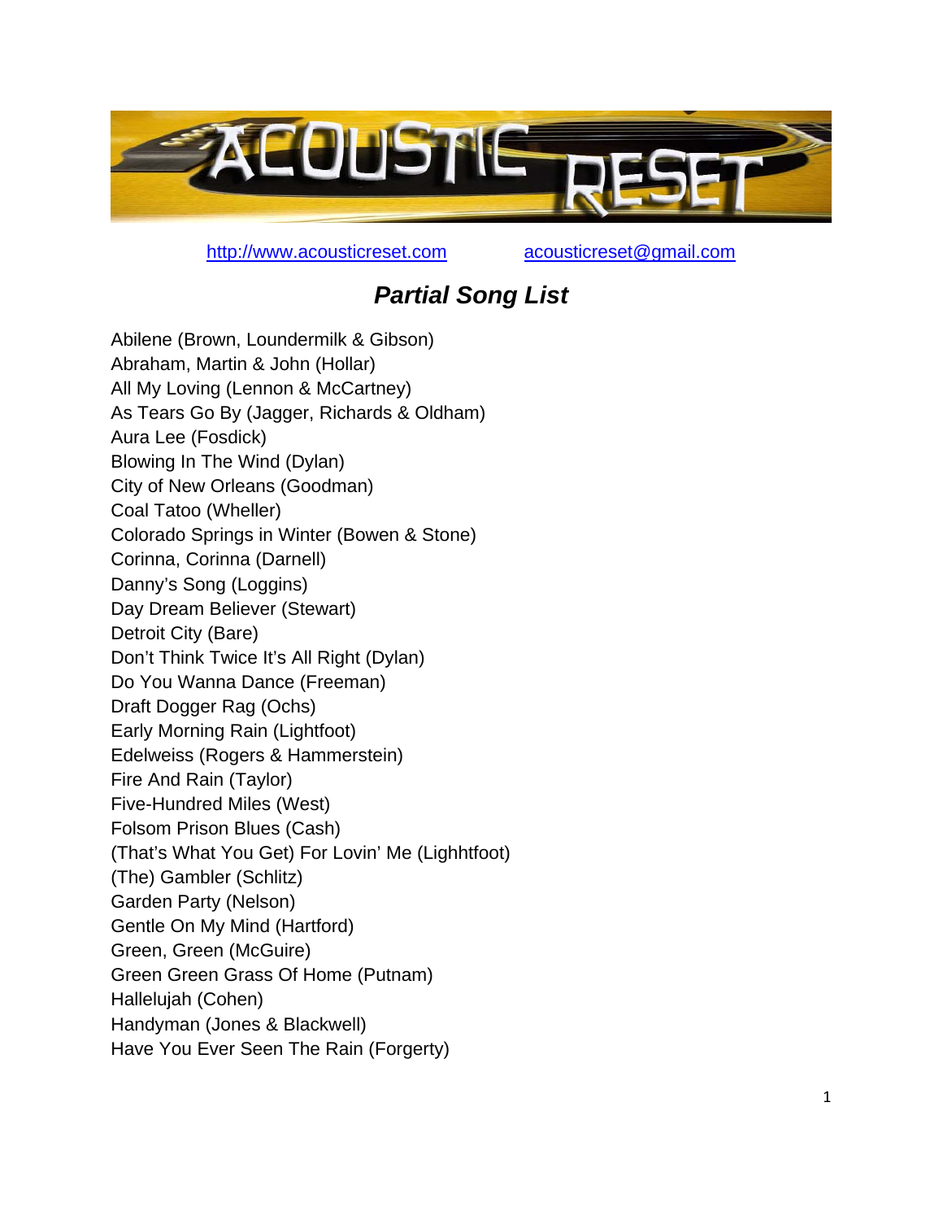# ACOUSTIC RESET

http://www.acousticreset.com acousticreset@gmail.com

## *Partial Song List*

Abilene (Brown, Loundermilk & Gibson)
Abraham, Martin & John (Hollar)
All My Loving (Lennon & McCartney)
As Tears Go By (Jagger, Richards & Oldham)
Aura Lee (Fosdick)
Blowing In The Wind (Dylan)
City of New Orleans (Goodman)
Coal Tatoo (Wheller)
Colorado Springs in Winter (Bowen & Stone)
Corinna, Corinna (Darnell)
Danny's Song (Loggins)
Day Dream Believer (Stewart)
Detroit City (Bare)
Don't Think Twice It's All Right (Dylan)
Do You Wanna Dance (Freeman)
Draft Dogger Rag (Ochs)
Early Morning Rain (Lightfoot)
Edelweiss (Rogers & Hammerstein)
Fire And Rain (Taylor)
Five-Hundred Miles (West)
Folsom Prison Blues (Cash)
(That's What You Get) For Lovin' Me (Lighhtfoot)
(The) Gambler (Schlitz)
Garden Party (Nelson)
Gentle On My Mind (Hartford)
Green, Green (McGuire)
Green Green Grass Of Home (Putnam)
Hallelujah (Cohen)
Handyman (Jones & Blackwell)
Have You Ever Seen The Rain (Forgerty)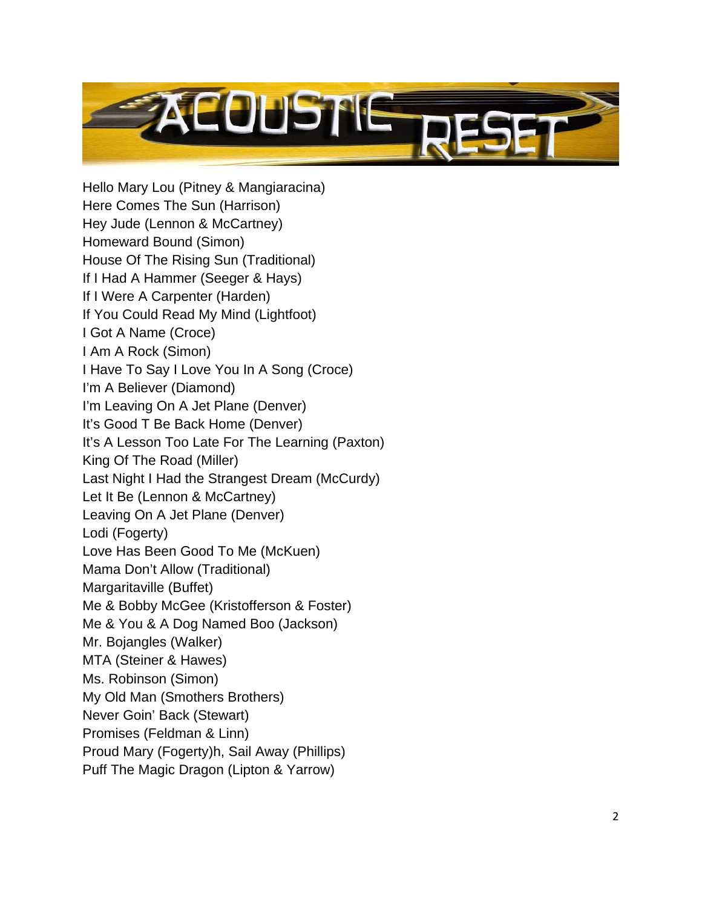Hello Mary Lou (Pitney & Mangiaracina)
Here Comes The Sun (Harrison)
Hey Jude (Lennon & McCartney)
Homeward Bound (Simon)
House Of The Rising Sun (Traditional)
If I Had A Hammer (Seeger & Hays)
If I Were A Carpenter (Harden)
If You Could Read My Mind (Lightfoot)
I Got A Name (Croce)
I Am A Rock (Simon)
I Have To Say I Love You In A Song (Croce)
I'm A Believer (Diamond)
I'm Leaving On A Jet Plane (Denver)
It's Good T Be Back Home (Denver)
It's A Lesson Too Late For The Learning (Paxton)
King Of The Road (Miller)
Last Night I Had the Strangest Dream (McCurdy)
Let It Be (Lennon & McCartney)
Leaving On A Jet Plane (Denver)
Lodi (Fogerty)
Love Has Been Good To Me (McKuen)
Mama Don't Allow (Traditional)
Margaritaville (Buffet)
Me & Bobby McGee (Kristofferson & Foster)
Me & You & A Dog Named Boo (Jackson)
Mr. Bojangles (Walker)
MTA (Steiner & Hawes)
Ms. Robinson (Simon)
My Old Man (Smothers Brothers)
Never Goin' Back (Stewart)
Promises (Feldman & Linn)
Proud Mary (Fogerty)h, Sail Away (Phillips)
Puff The Magic Dragon (Lipton & Yarrow)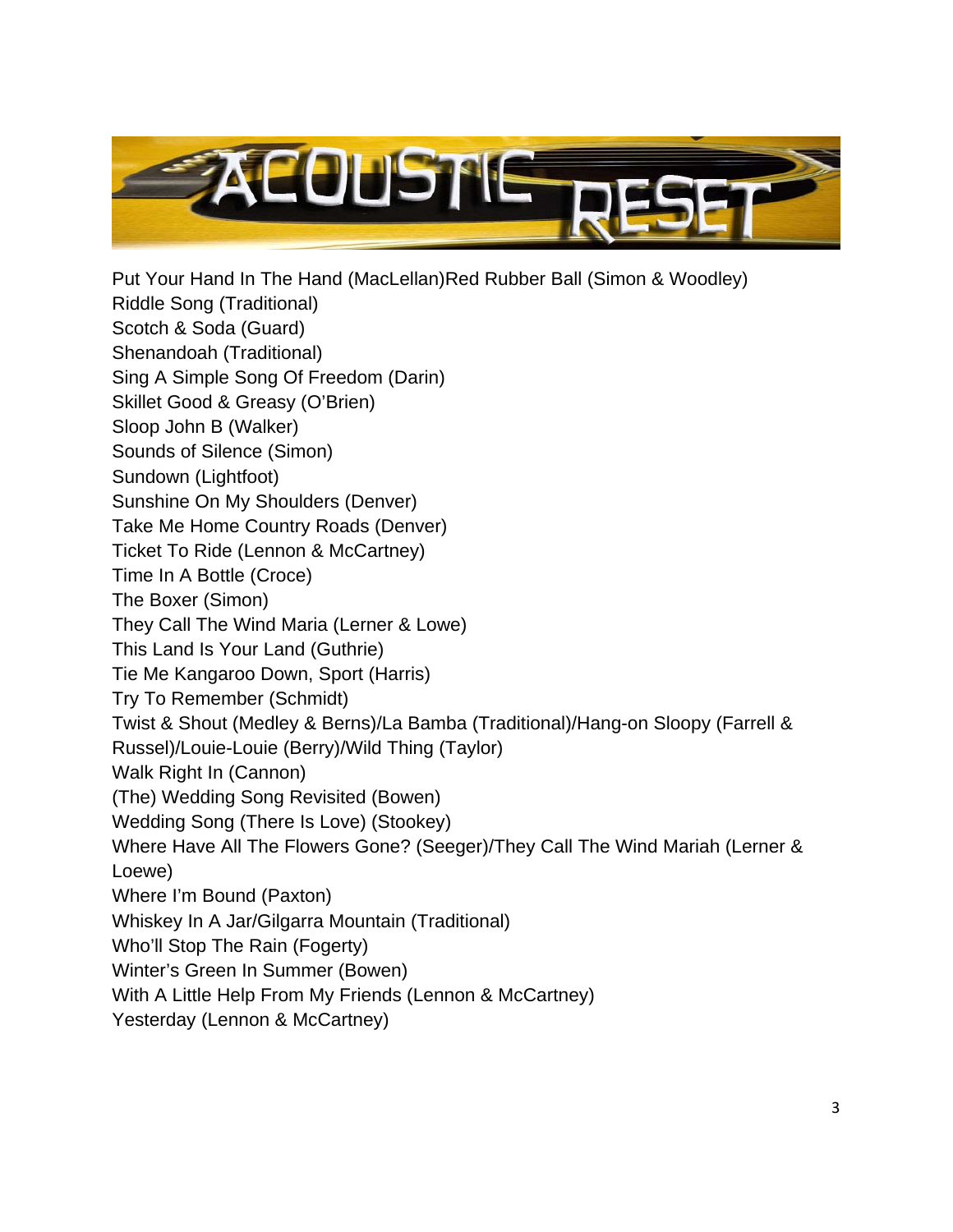Put Your Hand In The Hand (MacLellan)Red Rubber Ball (Simon & Woodley)
Riddle Song (Traditional)
Scotch & Soda (Guard)
Shenandoah (Traditional)
Sing A Simple Song Of Freedom (Darin)
Skillet Good & Greasy (O'Brien)
Sloop John B (Walker)
Sounds of Silence (Simon)
Sundown (Lightfoot)
Sunshine On My Shoulders (Denver)
Take Me Home Country Roads (Denver)
Ticket To Ride (Lennon & McCartney)
Time In A Bottle (Croce)
The Boxer (Simon)
They Call The Wind Maria (Lerner & Lowe)
This Land Is Your Land (Guthrie)
Tie Me Kangaroo Down, Sport (Harris)
Try To Remember (Schmidt)
Twist & Shout (Medley & Berns)/La Bamba (Traditional)/Hang-on Sloopy (Farrell & Russel)/Louie-Louie (Berry)/Wild Thing (Taylor)
Walk Right In (Cannon)
(The) Wedding Song Revisited (Bowen)
Wedding Song (There Is Love) (Stookey)
Where Have All The Flowers Gone? (Seeger)/They Call The Wind Mariah (Lerner & Loewe)
Where I'm Bound (Paxton)
Whiskey In A Jar/Gilgarra Mountain (Traditional)
Who'll Stop The Rain (Fogerty)
Winter's Green In Summer (Bowen)
With A Little Help From My Friends (Lennon & McCartney)
Yesterday (Lennon & McCartney)